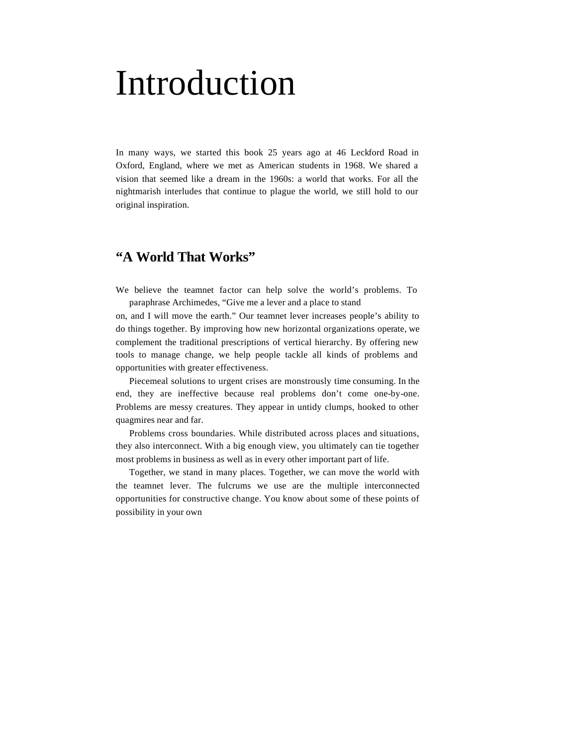# Introduction

In many ways, we started this book 25 years ago at 46 Leckford Road in Oxford, England, where we met as American students in 1968. We shared a vision that seemed like a dream in the 1960s: a world that works. For all the nightmarish interludes that continue to plague the world, we still hold to our original inspiration.

## "A World That Works"

We believe the teamnet factor can help solve the world's problems. To paraphrase Archimedes, "Give me a lever and a place to stand on, and I will move the earth." Our teamnet lever increases people's ability to do things together. By improving how new horizontal organizations operate, we complement the traditional prescriptions of vertical hierarchy. By offering new tools to manage change, we help people tackle all kinds of problems and opportunities with greater effectiveness.

Piecemeal solutions to urgent crises are monstrously time consuming. In the end, they are ineffective because real problems don't come one-by-one. Problems are messy creatures. They appear in untidy clumps, hooked to other quagmires near and far.

Problems cross boundaries. While distributed across places and situations, they also interconnect. With a big enough view, you ultimately can tie together most problems in business as well as in every other important part of life.

Together, we stand in many places. Together, we can move the world with the teamnet lever. The fulcrums we use are the multiple interconnected opportunities for constructive change. You know about some of these points of possibility in your own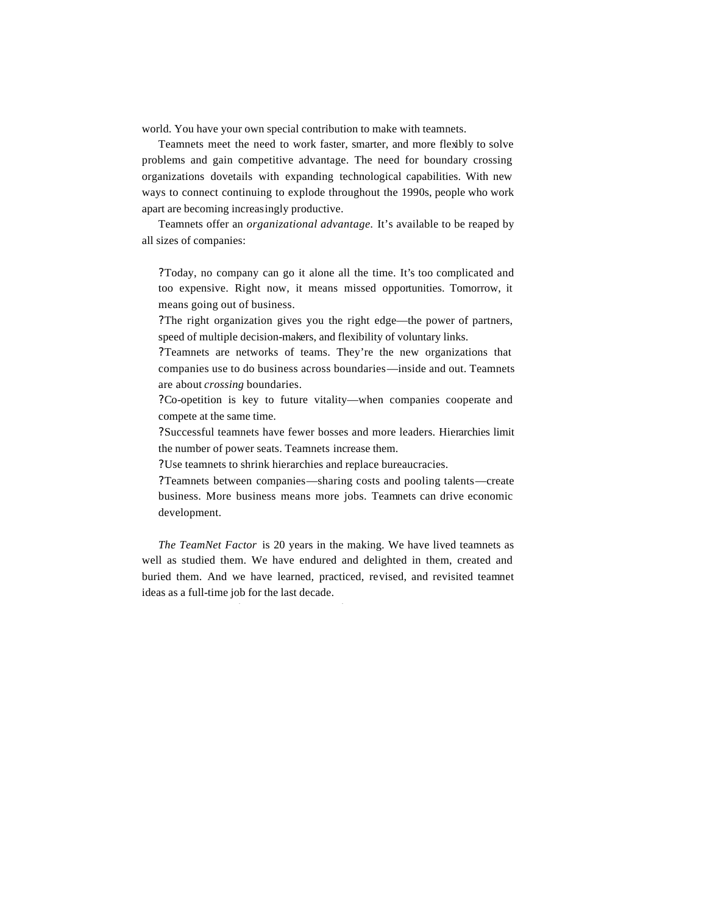world. You have your own special contribution to make with teamnets.

Teamnets meet the need to work faster, smarter, and more flexibly to solve problems and gain competitive advantage. The need for boundary crossing organizations dovetails with expanding technological capabilities. With new ways to connect continuing to explode throughout the 1990s, people who work apart are becoming increasingly productive.

Teamnets offer an *organizational advantage*. It's available to be reaped by all sizes of companies:

- Today, no company can go it alone all the time. It's too complicated and too expensive. Right now, it means missed opportunities. Tomorrow, it means going out of business.
- The right organization gives you the right edge—the power of partners, speed of multiple decision-makers, and flexibility of voluntary links.
- Teamnets are networks of teams. They're the new organizations that companies use to do business across boundaries—inside and out. Teamnets are about *crossing* boundaries.
- Co-opetition is key to future vitality—when companies cooperate and compete at the same time.
- Successful teamnets have fewer bosses and more leaders. Hierarchies limit the number of power seats. Teamnets increase them.
- Use teamnets to shrink hierarchies and replace bureaucracies.
- Teamnets between companies—sharing costs and pooling talents—create business. More business means more jobs. Teamnets can drive economic development.

*The TeamNet Factor* is 20 years in the making. We have lived teamnets as well as studied them. We have endured and delighted in them, created and buried them. And we have learned, practiced, revised, and revisited teamnet ideas as a full-time job for the last decade.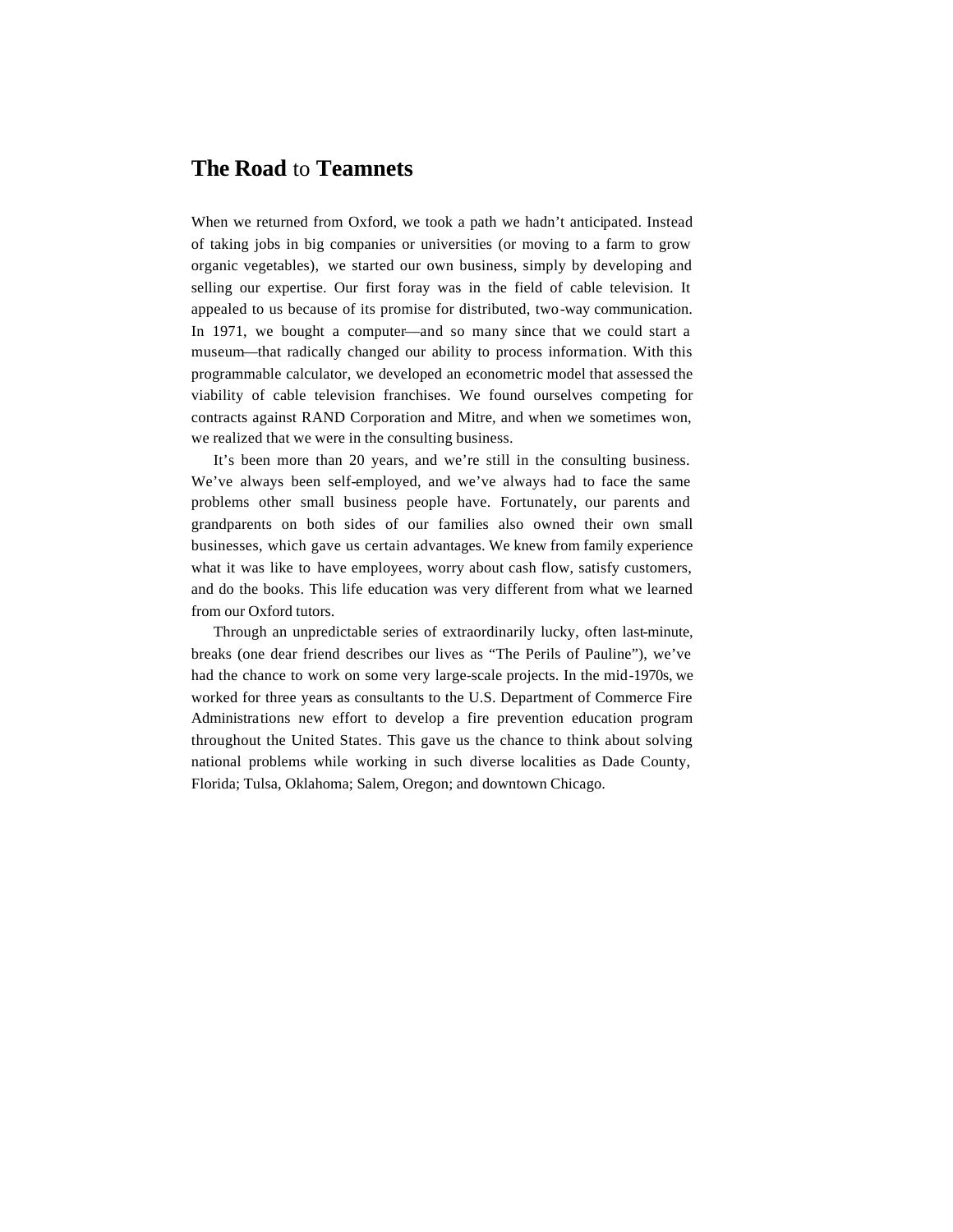## **The Road** to **Teamnets**

When we returned from Oxford, we took a path we hadn't anticipated. Instead of taking jobs in big companies or universities (or moving to a farm to grow organic vegetables), we started our own business, simply by developing and selling our expertise. Our first foray was in the field of cable television. It appealed to us because of its promise for distributed, two-way communication. In 1971, we bought a computer—and so many since that we could start a museum—that radically changed our ability to process information. With this programmable calculator, we developed an econometric model that assessed the viability of cable television franchises. We found ourselves competing for contracts against RAND Corporation and Mitre, and when we sometimes won, we realized that we were in the consulting business.

It's been more than 20 years, and we're still in the consulting business. We've always been self-employed, and we've always had to face the same problems other small business people have. Fortunately, our parents and grandparents on both sides of our families also owned their own small businesses, which gave us certain advantages. We knew from family experience what it was like to have employees, worry about cash flow, satisfy customers, and do the books. This life education was very different from what we learned from our Oxford tutors.

Through an unpredictable series of extraordinarily lucky, often last-minute, breaks (one dear friend describes our lives as "The Perils of Pauline"), we've had the chance to work on some very large-scale projects. In the mid-1970s, we worked for three years as consultants to the U.S. Department of Commerce Fire Administrations new effort to develop a fire prevention education program throughout the United States. This gave us the chance to think about solving national problems while working in such diverse localities as Dade County, Florida; Tulsa, Oklahoma; Salem, Oregon; and downtown Chicago.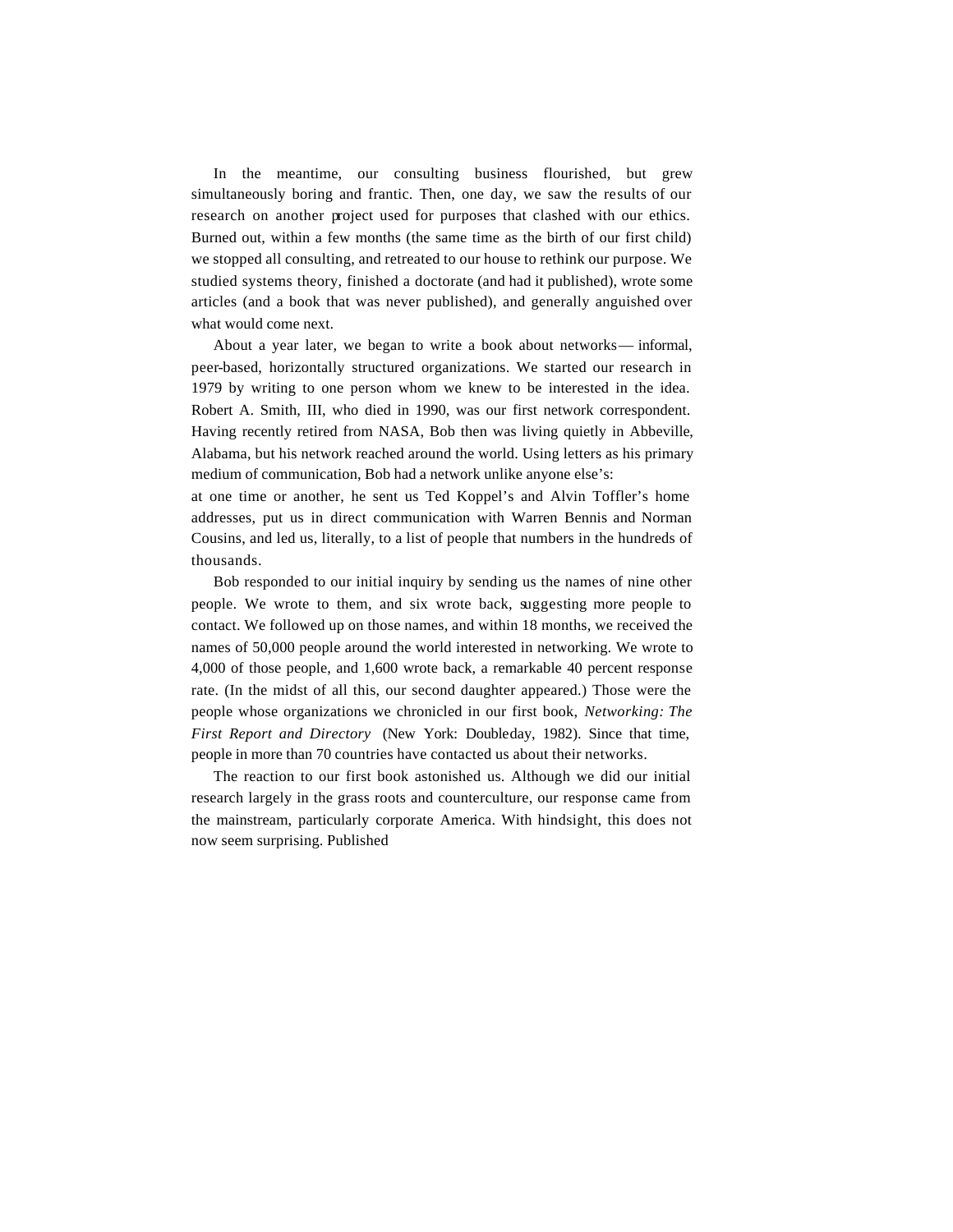In the meantime, our consulting business flourished, but grew simultaneously boring and frantic. Then, one day, we saw the results of our research on another project used for purposes that clashed with our ethics. Burned out, within a few months (the same time as the birth of our first child) we stopped all consulting, and retreated to our house to rethink our purpose. We studied systems theory, finished a doctorate (and had it published), wrote some articles (and a book that was never published), and generally anguished over what would come next.

About a year later, we began to write a book about networks— informal, peer-based, horizontally structured organizations. We started our research in 1979 by writing to one person whom we knew to be interested in the idea. Robert A. Smith, III, who died in 1990, was our first network correspondent. Having recently retired from NASA, Bob then was living quietly in Abbeville, Alabama, but his network reached around the world. Using letters as his primary medium of communication, Bob had a network unlike anyone else's: at one time or another, he sent us Ted Koppel's and Alvin Toffler's home addresses, put us in direct communication with Warren Bennis and Norman Cousins, and led us, literally, to a list of people that numbers in the hundreds of thousands.

Bob responded to our initial inquiry by sending us the names of nine other people. We wrote to them, and six wrote back, suggesting more people to contact. We followed up on those names, and within 18 months, we received the names of 50,000 people around the world interested in networking. We wrote to 4,000 of those people, and 1,600 wrote back, a remarkable 40 percent response rate. (In the midst of all this, our second daughter appeared.) Those were the people whose organizations we chronicled in our first book, *Networking: The First Report and Directory* (New York: Doubleday, 1982). Since that time, people in more than 70 countries have contacted us about their networks.

The reaction to our first book astonished us. Although we did our initial research largely in the grass roots and counterculture, our response came from the mainstream, particularly corporate America. With hindsight, this does not now seem surprising. Published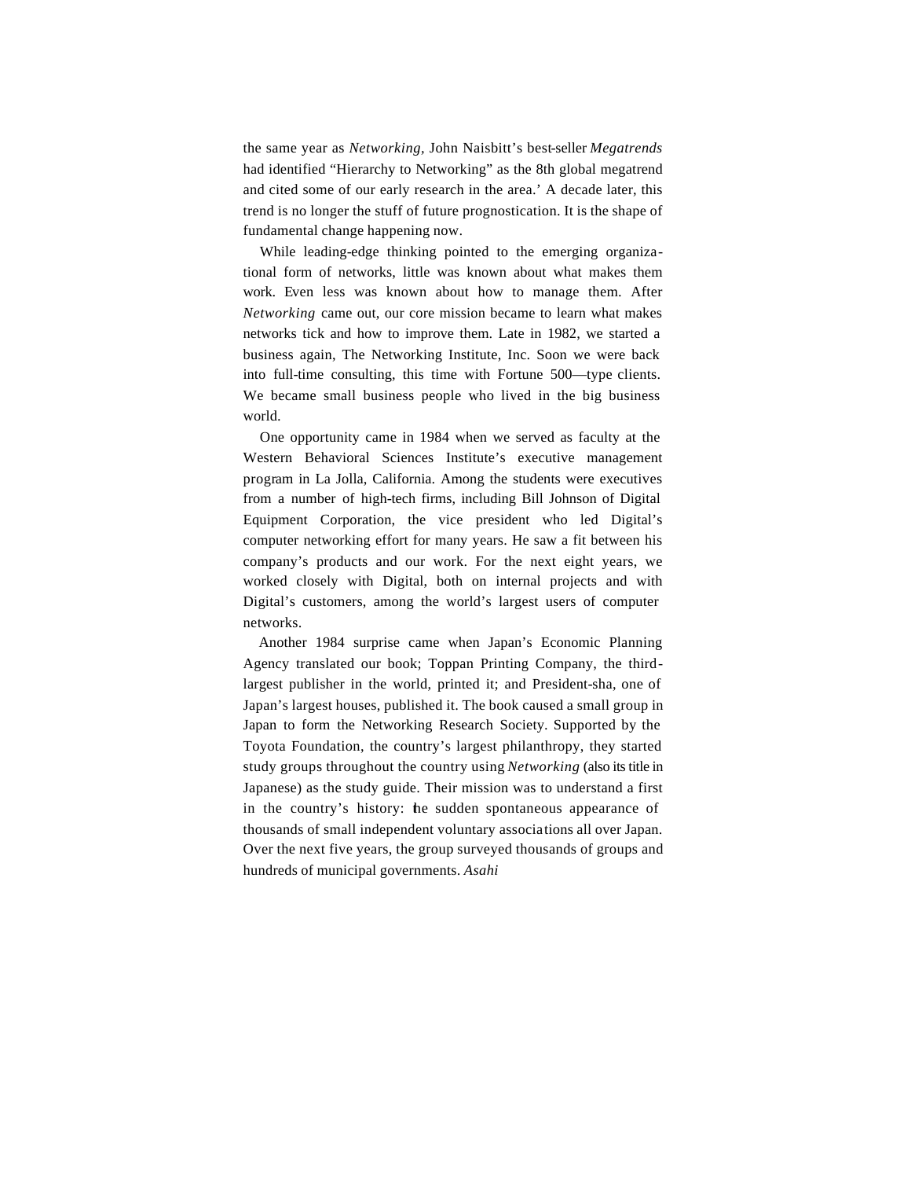the same year as *Networking*, John Naisbitt's best-seller *Megatrends* had identified "Hierarchy to Networking" as the 8th global megatrend and cited some of our early research in the area.' A decade later, this trend is no longer the stuff of future prognostication. It is the shape of fundamental change happening now.

While leading-edge thinking pointed to the emerging organizational form of networks, little was known about what makes them work. Even less was known about how to manage them. After *Networking* came out, our core mission became to learn what makes networks tick and how to improve them. Late in 1982, we started a business again, The Networking Institute, Inc. Soon we were back into full-time consulting, this time with Fortune 500—type clients. We became small business people who lived in the big business world.

One opportunity came in 1984 when we served as faculty at the Western Behavioral Sciences Institute's executive management program in La Jolla, California. Among the students were executives from a number of high-tech firms, including Bill Johnson of Digital Equipment Corporation, the vice president who led Digital's computer networking effort for many years. He saw a fit between his company's products and our work. For the next eight years, we worked closely with Digital, both on internal projects and with Digital's customers, among the world's largest users of computer networks.

Another 1984 surprise came when Japan's Economic Planning Agency translated our book; Toppan Printing Company, the third-largest publisher in the world, printed it; and President-sha, one of Japan's largest houses, published it. The book caused a small group in Japan to form the Networking Research Society. Supported by the Toyota Foundation, the country's largest philanthropy, they started study groups throughout the country using *Networking* (also its title in Japanese) as the study guide. Their mission was to understand a first in the country's history: the sudden spontaneous appearance of thousands of small independent voluntary associations all over Japan. Over the next five years, the group surveyed thousands of groups and hundreds of municipal governments. *Asahi*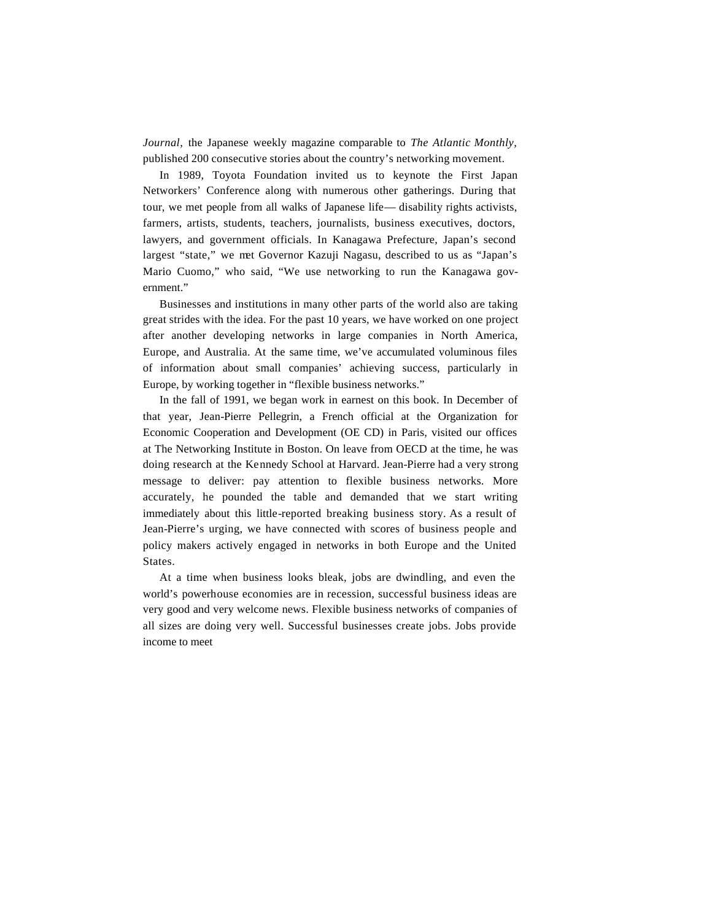*Journal*, the Japanese weekly magazine comparable to *The Atlantic Monthly*, published 200 consecutive stories about the country's networking movement.

In 1989, Toyota Foundation invited us to keynote the First Japan Networkers' Conference along with numerous other gatherings. During that tour, we met people from all walks of Japanese life— disability rights activists, farmers, artists, students, teachers, journalists, business executives, doctors, lawyers, and government officials. In Kanagawa Prefecture, Japan's second largest "state," we met Governor Kazuji Nagasu, described to us as "Japan's Mario Cuomo," who said, "We use networking to run the Kanagawa government."

Businesses and institutions in many other parts of the world also are taking great strides with the idea. For the past 10 years, we have worked on one project after another developing networks in large companies in North America, Europe, and Australia. At the same time, we've accumulated voluminous files of information about small companies' achieving success, particularly in Europe, by working together in "flexible business networks."

In the fall of 1991, we began work in earnest on this book. In December of that year, Jean-Pierre Pellegrin, a French official at the Organization for Economic Cooperation and Development (OE CD) in Paris, visited our offices at The Networking Institute in Boston. On leave from OECD at the time, he was doing research at the Kennedy School at Harvard. Jean-Pierre had a very strong message to deliver: pay attention to flexible business networks. More accurately, he pounded the table and demanded that we start writing immediately about this little-reported breaking business story. As a result of Jean-Pierre's urging, we have connected with scores of business people and policy makers actively engaged in networks in both Europe and the United States.

At a time when business looks bleak, jobs are dwindling, and even the world's powerhouse economies are in recession, successful business ideas are very good and very welcome news. Flexible business networks of companies of all sizes are doing very well. Successful businesses create jobs. Jobs provide income to meet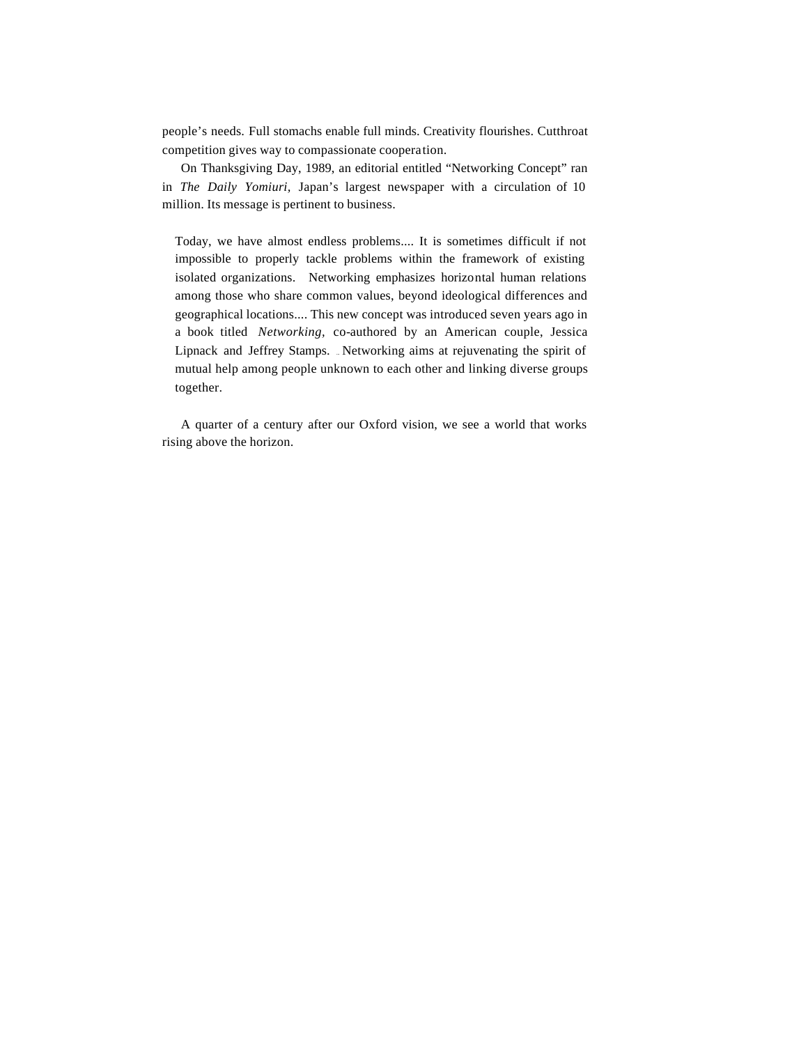people's needs. Full stomachs enable full minds. Creativity flourishes. Cutthroat competition gives way to compassionate cooperation.

On Thanksgiving Day, 1989, an editorial entitled "Networking Concept" ran in *The Daily Yomiuri,* Japan's largest newspaper with a circulation of 10 million. Its message is pertinent to business.

> Today, we have almost endless problems.... It is sometimes difficult if not impossible to properly tackle problems within the framework of existing isolated organizations. Networking emphasizes horizontal human relations among those who share common values, beyond ideological differences and geographical locations.... This new concept was introduced seven years ago in a book titled *Networking,* co-authored by an American couple, Jessica Lipnack and Jeffrey Stamps. ... Networking aims at rejuvenating the spirit of mutual help among people unknown to each other and linking diverse groups together.

A quarter of a century after our Oxford vision, we see a world that works rising above the horizon.